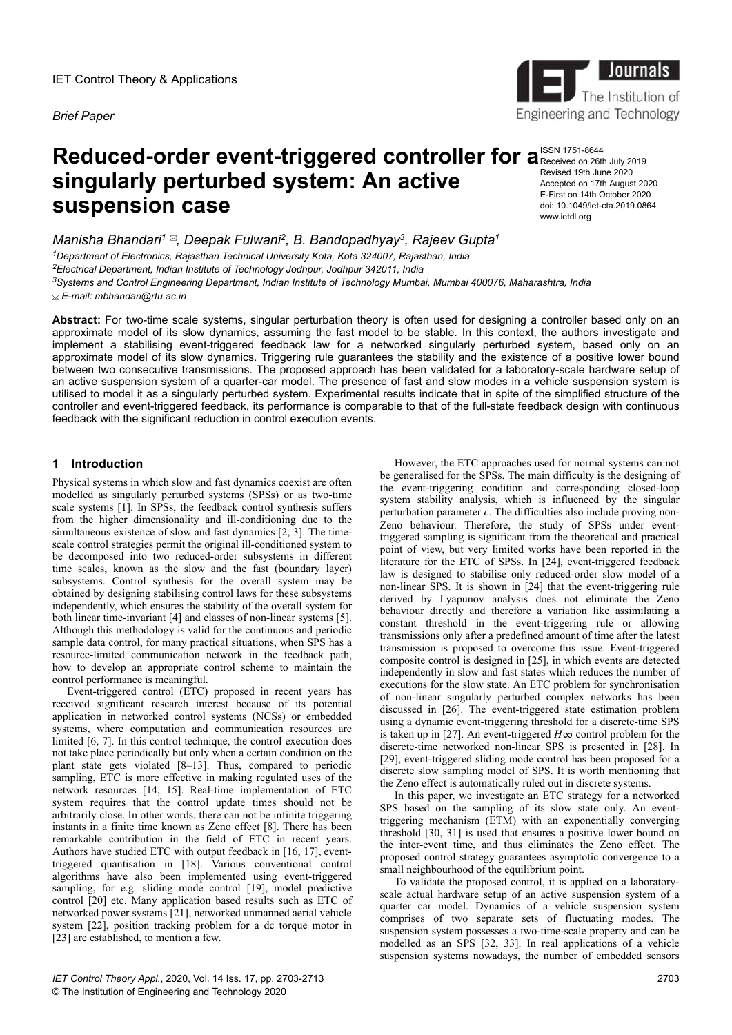IET Control Theory & Applications

*Brief Paper*

# Reduced-order event-triggered controller for a singularly perturbed system: An active suspension case

ISSN 1751-8644
Received on 26th July 2019
Revised 19th June 2020
Accepted on 17th August 2020
E-First on 14th October 2020
doi: 10.1049/iet-cta.2019.0864
www.ietdl.org

*Manisha Bhandari[1] ✉, Deepak Fulwani[2], B. Bandopadhyay[3], Rajeev Gupta[1]*

[1]*Department of Electronics, Rajasthan Technical University Kota, Kota 324007, Rajasthan, India*
[2]*Electrical Department, Indian Institute of Technology Jodhpur, Jodhpur 342011, India*
[3]*Systems and Control Engineering Department, Indian Institute of Technology Mumbai, Mumbai 400076, Maharashtra, India*
✉ *E-mail: mbhandari@rtu.ac.in*

**Abstract:** For two-time scale systems, singular perturbation theory is often used for designing a controller based only on an approximate model of its slow dynamics, assuming the fast model to be stable. In this context, the authors investigate and implement a stabilising event-triggered feedback law for a networked singularly perturbed system, based only on an approximate model of its slow dynamics. Triggering rule guarantees the stability and the existence of a positive lower bound between two consecutive transmissions. The proposed approach has been validated for a laboratory-scale hardware setup of an active suspension system of a quarter-car model. The presence of fast and slow modes in a vehicle suspension system is utilised to model it as a singularly perturbed system. Experimental results indicate that in spite of the simplified structure of the controller and event-triggered feedback, its performance is comparable to that of the full-state feedback design with continuous feedback with the significant reduction in control execution events.

## 1 Introduction

Physical systems in which slow and fast dynamics coexist are often modelled as singularly perturbed systems (SPSs) or as two-time scale systems [1]. In SPSs, the feedback control synthesis suffers from the higher dimensionality and ill-conditioning due to the simultaneous existence of slow and fast dynamics [2, 3]. The time-scale control strategies permit the original ill-conditioned system to be decomposed into two reduced-order subsystems in different time scales, known as the slow and the fast (boundary layer) subsystems. Control synthesis for the overall system may be obtained by designing stabilising control laws for these subsystems independently, which ensures the stability of the overall system for both linear time-invariant [4] and classes of non-linear systems [5]. Although this methodology is valid for the continuous and periodic sample data control, for many practical situations, when SPS has a resource-limited communication network in the feedback path, how to develop an appropriate control scheme to maintain the control performance is meaningful.

Event-triggered control (ETC) proposed in recent years has received significant research interest because of its potential application in networked control systems (NCSs) or embedded systems, where computation and communication resources are limited [6, 7]. In this control technique, the control execution does not take place periodically but only when a certain condition on the plant state gets violated [8–13]. Thus, compared to periodic sampling, ETC is more effective in making regulated uses of the network resources [14, 15]. Real-time implementation of ETC system requires that the control update times should not be arbitrarily close. In other words, there can not be infinite triggering instants in a finite time known as Zeno effect [8]. There has been remarkable contribution in the field of ETC in recent years. Authors have studied ETC with output feedback in [16, 17], event-triggered quantisation in [18]. Various conventional control algorithms have also been implemented using event-triggered sampling, for e.g. sliding mode control [19], model predictive control [20] etc. Many application based results such as ETC of networked power systems [21], networked unmanned aerial vehicle system [22], position tracking problem for a dc torque motor in [23] are established, to mention a few.

However, the ETC approaches used for normal systems can not be generalised for the SPSs. The main difficulty is the designing of the event-triggering condition and corresponding closed-loop system stability analysis, which is influenced by the singular perturbation parameter $\epsilon$. The difficulties also include proving non-Zeno behaviour. Therefore, the study of SPSs under event-triggered sampling is significant from the theoretical and practical point of view, but very limited works have been reported in the literature for the ETC of SPSs. In [24], event-triggered feedback law is designed to stabilise only reduced-order slow model of a non-linear SPS. It is shown in [24] that the event-triggering rule derived by Lyapunov analysis does not eliminate the Zeno behaviour directly and therefore a variation like assimilating a constant threshold in the event-triggering rule or allowing transmissions only after a predefined amount of time after the latest transmission is proposed to overcome this issue. Event-triggered composite control is designed in [25], in which events are detected independently in slow and fast states which reduces the number of executions for the slow state. An ETC problem for synchronisation of non-linear singularly perturbed complex networks has been discussed in [26]. The event-triggered state estimation problem using a dynamic event-triggering threshold for a discrete-time SPS is taken up in [27]. An event-triggered $H\infty$ control problem for the discrete-time networked non-linear SPS is presented in [28]. In [29], event-triggered sliding mode control has been proposed for a discrete slow sampling model of SPS. It is worth mentioning that the Zeno effect is automatically ruled out in discrete systems.

In this paper, we investigate an ETC strategy for a networked SPS based on the sampling of its slow state only. An event-triggering mechanism (ETM) with an exponentially converging threshold [30, 31] is used that ensures a positive lower bound on the inter-event time, and thus eliminates the Zeno effect. The proposed control strategy guarantees asymptotic convergence to a small neighbourhood of the equilibrium point.

To validate the proposed control, it is applied on a laboratory-scale actual hardware setup of an active suspension system of a quarter car model. Dynamics of a vehicle suspension system comprises of two separate sets of fluctuating modes. The suspension system possesses a two-time-scale property and can be modelled as an SPS [32, 33]. In real applications of a vehicle suspension systems nowadays, the number of embedded sensors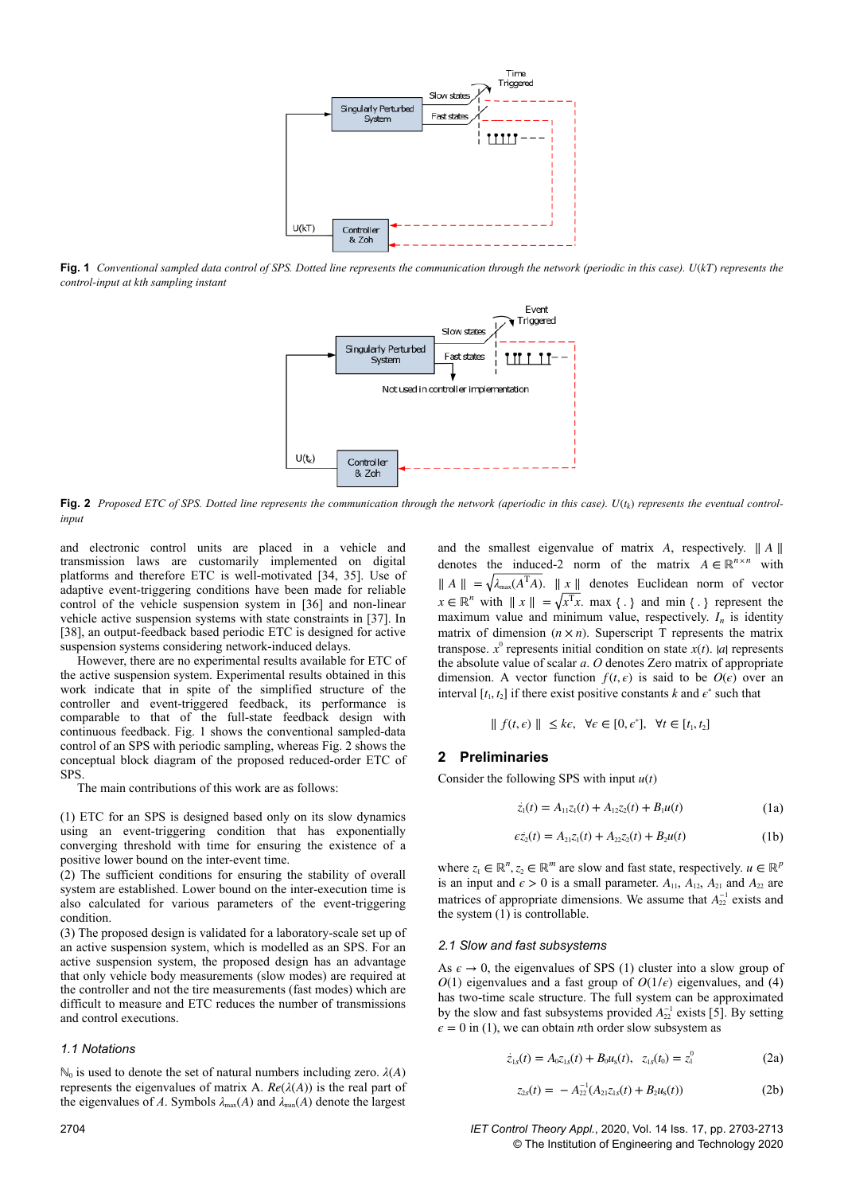Fig. 1 *Conventional sampled data control of SPS. Dotted line represents the communication through the network (periodic in this case). $U(kT)$ represents the control-input at kth sampling instant*

Fig. 2 *Proposed ETC of SPS. Dotted line represents the communication through the network (aperiodic in this case). $U(t_k)$ represents the eventual control-input*

and electronic control units are placed in a vehicle and transmission laws are customarily implemented on digital platforms and therefore ETC is well-motivated [34, 35]. Use of adaptive event-triggering conditions have been made for reliable control of the vehicle suspension system in [36] and non-linear vehicle active suspension systems with state constraints in [37]. In [38], an output-feedback based periodic ETC is designed for active suspension systems considering network-induced delays.

However, there are no experimental results available for ETC of the active suspension system. Experimental results obtained in this work indicate that in spite of the simplified structure of the controller and event-triggered feedback, its performance is comparable to that of the full-state feedback design with continuous feedback. Fig. 1 shows the conventional sampled-data control of an SPS with periodic sampling, whereas Fig. 2 shows the conceptual block diagram of the proposed reduced-order ETC of SPS.

The main contributions of this work are as follows:

(1) ETC for an SPS is designed based only on its slow dynamics using an event-triggering condition that has exponentially converging threshold with time for ensuring the existence of a positive lower bound on the inter-event time.
(2) The sufficient conditions for ensuring the stability of overall system are established. Lower bound on the inter-execution time is also calculated for various parameters of the event-triggering condition.
(3) The proposed design is validated for a laboratory-scale set up of an active suspension system, which is modelled as an SPS. For an active suspension system, the proposed design has an advantage that only vehicle body measurements (slow modes) are required at the controller and not the tire measurements (fast modes) which are difficult to measure and ETC reduces the number of transmissions and control executions.

### *1.1 Notations*

$\mathbb{N}_0$ is used to denote the set of natural numbers including zero. $\lambda(A)$ represents the eigenvalues of matrix A. $Re(\lambda(A))$ is the real part of the eigenvalues of $A$. Symbols $\lambda_{\max}(A)$ and $\lambda_{\min}(A)$ denote the largest and the smallest eigenvalue of matrix $A$, respectively. $\| A \|$ denotes the induced-2 norm of the matrix $A \in \mathbb{R}^{n \times n}$ with $\| A \| = \sqrt{\lambda_{\max}(A^{\mathrm{T}}A)}$. $\| x \|$ denotes Euclidean norm of vector $x \in \mathbb{R}^n$ with $\| x \| = \sqrt{x^{\mathrm{T}}x}$. max { . } and min { . } represent the maximum value and minimum value, respectively. $I_n$ is identity matrix of dimension $(n \times n)$. Superscript T represents the matrix transpose. $x^0$ represents initial condition on state $x(t)$. $|a|$ represents the absolute value of scalar $a$. $O$ denotes Zero matrix of appropriate dimension. A vector function $f(t, \epsilon)$ is said to be $O(\epsilon)$ over an interval $[t_1, t_2]$ if there exist positive constants $k$ and $\epsilon^*$ such that

$$\| f(t, \epsilon) \| \le k\epsilon, \quad \forall \epsilon \in [0, \epsilon^*], \quad \forall t \in [t_1, t_2]$$

## 2 Preliminaries

Consider the following SPS with input $u(t)$

$$\dot{z}_1(t) = A_{11}z_1(t) + A_{12}z_2(t) + B_1u(t) \tag{1a}$$

$$\epsilon\dot{z}_2(t) = A_{21}z_1(t) + A_{22}z_2(t) + B_2u(t) \tag{1b}$$

where $z_1 \in \mathbb{R}^n, z_2 \in \mathbb{R}^m$ are slow and fast state, respectively. $u \in \mathbb{R}^p$ is an input and $\epsilon > 0$ is a small parameter. $A_{11}$, $A_{12}$, $A_{21}$ and $A_{22}$ are matrices of appropriate dimensions. We assume that $A_{22}^{-1}$ exists and the system (1) is controllable.

### *2.1 Slow and fast subsystems*

As $\epsilon \to 0$, the eigenvalues of SPS (1) cluster into a slow group of $O(1)$ eigenvalues and a fast group of $O(1/\epsilon)$ eigenvalues, and (4) has two-time scale structure. The full system can be approximated by the slow and fast subsystems provided $A_{22}^{-1}$ exists [5]. By setting $\epsilon = 0$ in (1), we can obtain $n$th order slow subsystem as

$$\dot{z}_{1s}(t) = A_0z_{1s}(t) + B_0u_s(t), \quad z_{1s}(t_0) = z_1^0 \tag{2a}$$

$$z_{2s}(t) = -A_{22}^{-1}(A_{21}z_{1s}(t) + B_2u_s(t)) \tag{2b}$$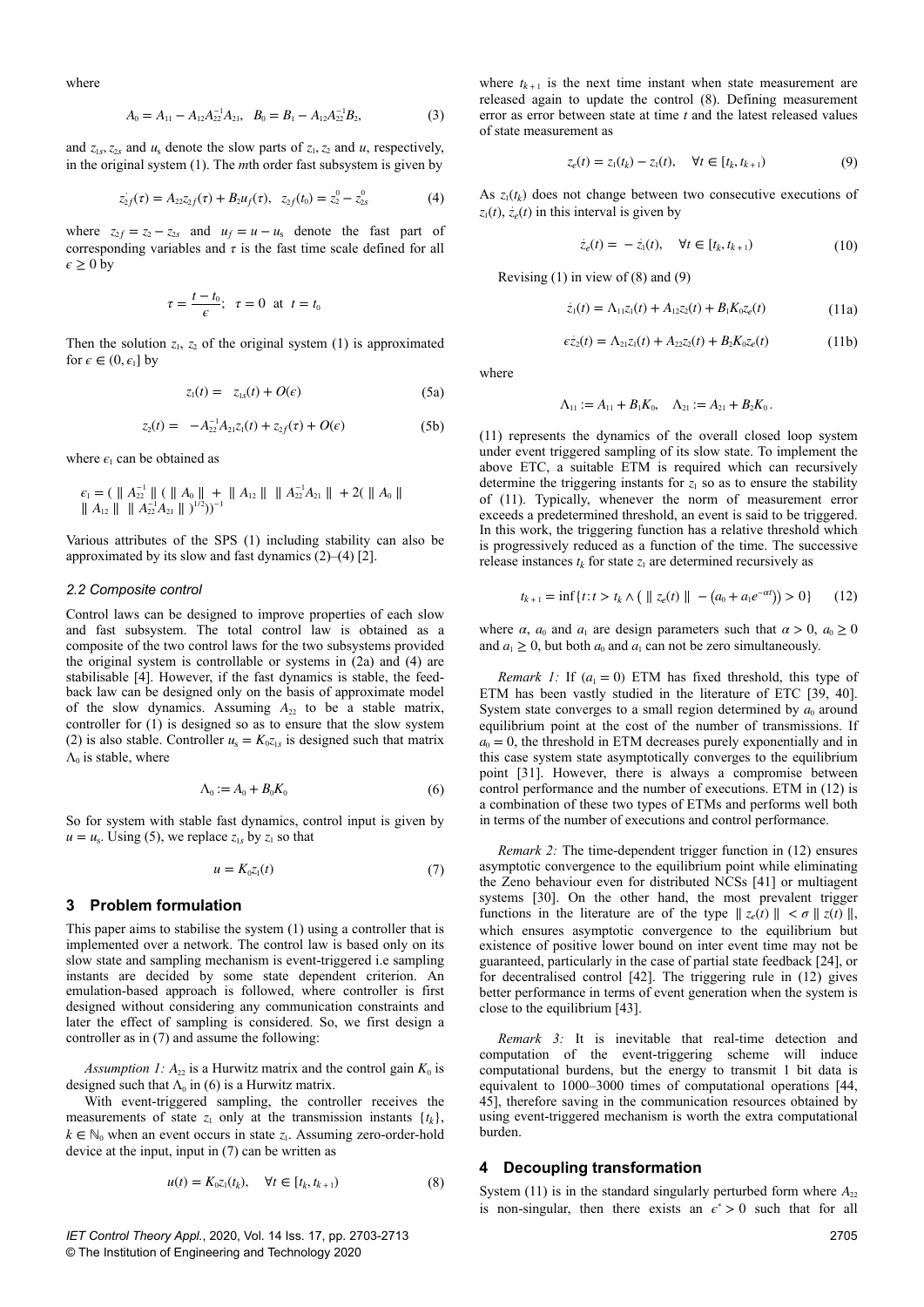where

$$A_0 = A_{11} - A_{12}A_{22}^{-1}A_{21}, \quad B_0 = B_1 - A_{12}A_{22}^{-1}B_2, \tag{3}$$

and $z_{1s}, z_{2s}$ and $u_s$ denote the slow parts of $z_1, z_2$ and $u$, respectively, in the original system (1). The $m$th order fast subsystem is given by

$$z_{2f}^{\cdot}(\tau) = A_{22}z_{2f}(\tau) + B_2u_f(\tau), \quad z_{2f}(t_0) = z_2^0 - z_{2s}^0 \tag{4}$$

where $z_{2f} = z_2 - z_{2s}$ and $u_f = u - u_s$ denote the fast part of corresponding variables and $\tau$ is the fast time scale defined for all $\epsilon \geq 0$ by

$$\tau = \frac{t - t_0}{\epsilon}; \quad \tau = 0 \ \text{ at } \ t = t_0$$

Then the solution $z_1$, $z_2$ of the original system (1) is approximated for $\epsilon \in (0, \epsilon_1]$ by

$$z_1(t) = \quad z_{1s}(t) + O(\epsilon) \tag{5a}$$

$$z_2(t) = \quad -A_{22}^{-1}A_{21}z_1(t) + z_{2f}(\tau) + O(\epsilon) \tag{5b}$$

where $\epsilon_1$ can be obtained as

$$\epsilon_1 = ( \| A_{22}^{-1} \| ( \| A_0 \| + \| A_{12} \| \| A_{22}^{-1}A_{21} \| + 2( \| A_0 \| \| A_{12} \| \| A_{22}^{-1}A_{21} \| )^{1/2}))^{-1}$$

Various attributes of the SPS (1) including stability can also be approximated by its slow and fast dynamics (2)–(4) [2].

### 2.2 Composite control

Control laws can be designed to improve properties of each slow and fast subsystem. The total control law is obtained as a composite of the two control laws for the two subsystems provided the original system is controllable or systems in (2a) and (4) are stabilisable [4]. However, if the fast dynamics is stable, the feedback law can be designed only on the basis of approximate model of the slow dynamics. Assuming $A_{22}$ to be a stable matrix, controller for (1) is designed so as to ensure that the slow system (2) is also stable. Controller $u_s = K_0z_{1s}$ is designed such that matrix $\Lambda_0$ is stable, where

$$\Lambda_0 := A_0 + B_0K_0 \tag{6}$$

So for system with stable fast dynamics, control input is given by $u = u_s$. Using (5), we replace $z_{1s}$ by $z_1$ so that

$$u = K_0z_1(t) \tag{7}$$

## 3 Problem formulation

This paper aims to stabilise the system (1) using a controller that is implemented over a network. The control law is based only on its slow state and sampling mechanism is event-triggered i.e sampling instants are decided by some state dependent criterion. An emulation-based approach is followed, where controller is first designed without considering any communication constraints and later the effect of sampling is considered. So, we first design a controller as in (7) and assume the following:

*Assumption 1:* $A_{22}$ is a Hurwitz matrix and the control gain $K_0$ is designed such that $\Lambda_0$ in (6) is a Hurwitz matrix.

With event-triggered sampling, the controller receives the measurements of state $z_1$ only at the transmission instants $\{t_k\}$, $k \in \mathbb{N}_0$ when an event occurs in state $z_1$. Assuming zero-order-hold device at the input, input in (7) can be written as

$$u(t) = K_0z_1(t_k), \quad \forall t \in [t_k, t_{k+1}) \tag{8}$$

where $t_{k+1}$ is the next time instant when state measurement are released again to update the control (8). Defining measurement error as error between state at time $t$ and the latest released values of state measurement as

$$z_e(t) = z_1(t_k) - z_1(t), \quad \forall t \in [t_k, t_{k+1}) \tag{9}$$

As $z_1(t_k)$ does not change between two consecutive executions of $z_1(t)$, $z_e(t)$ in this interval is given by

$$\dot{z}_e(t) = -\dot{z}_1(t), \quad \forall t \in [t_k, t_{k+1}) \tag{10}$$

Revising (1) in view of (8) and (9)

$$\dot{z}_1(t) = \Lambda_{11}z_1(t) + A_{12}z_2(t) + B_1K_0z_e(t) \tag{11a}$$

$$\epsilon\dot{z}_2(t) = \Lambda_{21}z_1(t) + A_{22}z_2(t) + B_2K_0z_e(t) \tag{11b}$$

where

$$\Lambda_{11} := A_{11} + B_1K_0, \quad \Lambda_{21} := A_{21} + B_2K_0.$$

(11) represents the dynamics of the overall closed loop system under event triggered sampling of its slow state. To implement the above ETC, a suitable ETM is required which can recursively determine the triggering instants for $z_1$ so as to ensure the stability of (11). Typically, whenever the norm of measurement error exceeds a predetermined threshold, an event is said to be triggered. In this work, the triggering function has a relative threshold which is progressively reduced as a function of the time. The successive release instances $t_k$ for state $z_1$ are determined recursively as

$$t_{k+1} = \inf\{t : t > t_k \wedge ( \| z_e(t) \| - (a_0 + a_1e^{-\alpha t})) > 0\} \tag{12}$$

where $\alpha$, $a_0$ and $a_1$ are design parameters such that $\alpha > 0$, $a_0 \geq 0$ and $a_1 \geq 0$, but both $a_0$ and $a_1$ can not be zero simultaneously.

*Remark 1:* If $(a_1 = 0)$ ETM has fixed threshold, this type of ETM has been vastly studied in the literature of ETC [39, 40]. System state converges to a small region determined by $a_0$ around equilibrium point at the cost of the number of transmissions. If $a_0 = 0$, the threshold in ETM decreases purely exponentially and in this case system state asymptotically converges to the equilibrium point [31]. However, there is always a compromise between control performance and the number of executions. ETM in (12) is a combination of these two types of ETMs and performs well both in terms of the number of executions and control performance.

*Remark 2:* The time-dependent trigger function in (12) ensures asymptotic convergence to the equilibrium point while eliminating the Zeno behaviour even for distributed NCSs [41] or multiagent systems [30]. On the other hand, the most prevalent trigger functions in the literature are of the type $\| z_e(t) \| < \sigma \| z(t) \|$, which ensures asymptotic convergence to the equilibrium but existence of positive lower bound on inter event time may not be guaranteed, particularly in the case of partial state feedback [24], or for decentralised control [42]. The triggering rule in (12) gives better performance in terms of event generation when the system is close to the equilibrium [43].

*Remark 3:* It is inevitable that real-time detection and computation of the event-triggering scheme will induce computational burdens, but the energy to transmit 1 bit data is equivalent to 1000–3000 times of computational operations [44, 45], therefore saving in the communication resources obtained by using event-triggered mechanism is worth the extra computational burden.

## 4 Decoupling transformation

System (11) is in the standard singularly perturbed form where $A_{22}$ is non-singular, then there exists an $\epsilon^* > 0$ such that for all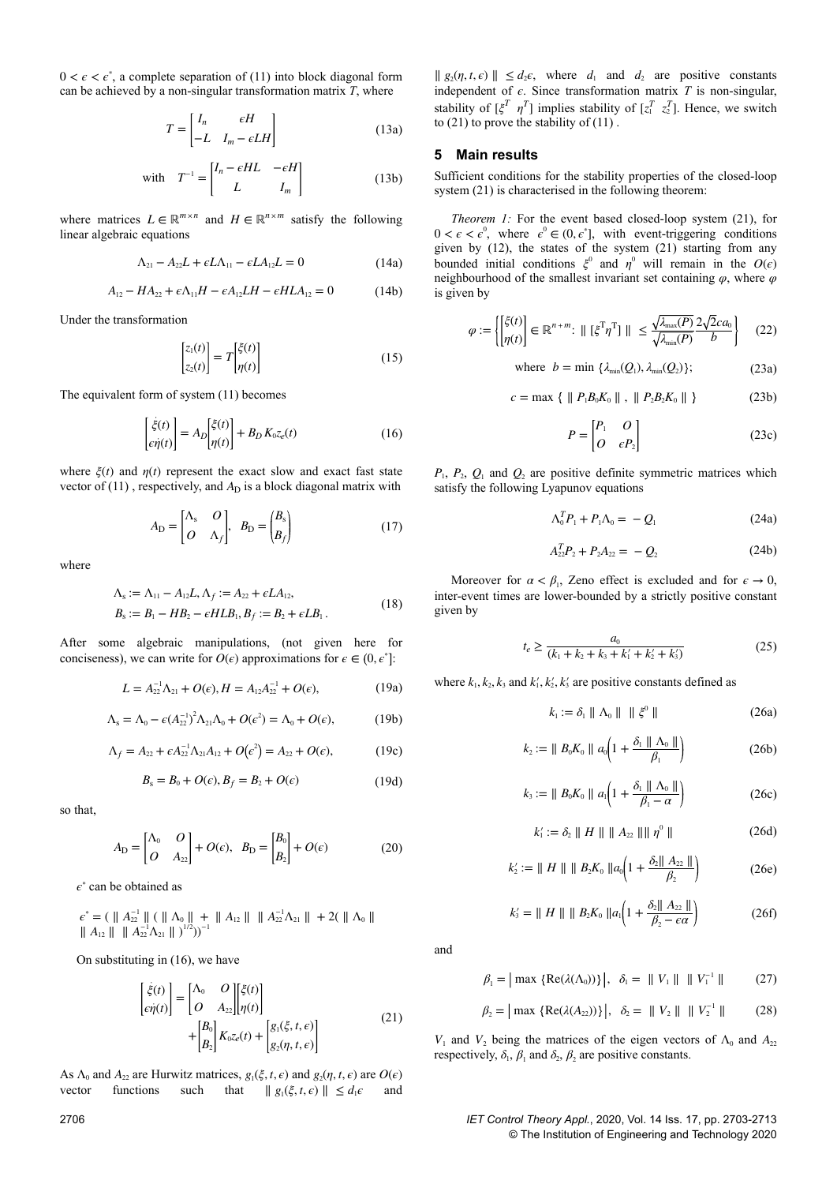$0 < \epsilon < \epsilon^*$, a complete separation of (11) into block diagonal form can be achieved by a non-singular transformation matrix $T$, where

$$T = \begin{bmatrix} I_n & \epsilon H \\ -L & I_m - \epsilon LH \end{bmatrix} \tag{13a}$$

$$\text{with} \quad T^{-1} = \begin{bmatrix} I_n - \epsilon HL & -\epsilon H \\ L & I_m \end{bmatrix} \tag{13b}$$

where matrices $L \in \mathbb{R}^{m \times n}$ and $H \in \mathbb{R}^{n \times m}$ satisfy the following linear algebraic equations

$$\Lambda_{21} - A_{22}L + \epsilon L \Lambda_{11} - \epsilon L A_{12} L = 0 \tag{14a}$$

$$A_{12} - HA_{22} + \epsilon \Lambda_{11} H - \epsilon A_{12} LH - \epsilon HLA_{12} = 0 \tag{14b}$$

Under the transformation

$$\begin{bmatrix} z_1(t) \\ z_2(t) \end{bmatrix} = T \begin{bmatrix} \xi(t) \\ \eta(t) \end{bmatrix} \tag{15}$$

The equivalent form of system (11) becomes

$$\begin{bmatrix} \dot{\xi}(t) \\ \epsilon \dot{\eta}(t) \end{bmatrix} = A_D \begin{bmatrix} \xi(t) \\ \eta(t) \end{bmatrix} + B_D K_0 z_e(t) \tag{16}$$

where $\xi(t)$ and $\eta(t)$ represent the exact slow and exact fast state vector of (11) , respectively, and $A_D$ is a block diagonal matrix with

$$A_D = \begin{bmatrix} \Lambda_s & O \\ O & \Lambda_f \end{bmatrix}, \quad B_D = \begin{pmatrix} B_s \\ B_f \end{pmatrix} \tag{17}$$

where

$$\begin{aligned} &\Lambda_s := \Lambda_{11} - A_{12}L, \Lambda_f := A_{22} + \epsilon L A_{12}, \\ &B_s := B_1 - HB_2 - \epsilon HLB_1, B_f := B_2 + \epsilon L B_1 . \end{aligned} \tag{18}$$

After some algebraic manipulations, (not given here for conciseness), we can write for $O(\epsilon)$ approximations for $\epsilon \in (0, \epsilon^*]$:

$$L = A_{22}^{-1}\Lambda_{21} + O(\epsilon), H = A_{12}A_{22}^{-1} + O(\epsilon), \tag{19a}$$

$$\Lambda_s = \Lambda_0 - \epsilon (A_{22}^{-1})^2 \Lambda_{21} \Lambda_0 + O(\epsilon^2) = \Lambda_0 + O(\epsilon), \tag{19b}$$

$$\Lambda_f = A_{22} + \epsilon A_{22}^{-1} \Lambda_{21} A_{12} + O\left(\epsilon^2\right) = A_{22} + O(\epsilon), \tag{19c}$$

$$B_s = B_0 + O(\epsilon), B_f = B_2 + O(\epsilon) \tag{19d}$$

so that,

$$A_D = \begin{bmatrix} \Lambda_0 & O \\ O & A_{22} \end{bmatrix} + O(\epsilon), \quad B_D = \begin{bmatrix} B_0 \\ B_2 \end{bmatrix} + O(\epsilon) \tag{20}$$

$\epsilon^*$ can be obtained as

$$\epsilon^* = ( \| A_{22}^{-1} \| ( \| \Lambda_0 \| + \| A_{12} \| \| A_{22}^{-1} \Lambda_{21} \| + 2( \| \Lambda_0 \| \| A_{12} \| \| A_{22}^{-1} \Lambda_{21} \| )^{1/2}))^{-1}$$

On substituting in (16), we have

$$\begin{bmatrix} \dot{\xi}(t) \\ \epsilon \dot{\eta}(t) \end{bmatrix} = \begin{bmatrix} \Lambda_0 & O \\ O & A_{22} \end{bmatrix} \begin{bmatrix} \xi(t) \\ \eta(t) \end{bmatrix} + \begin{bmatrix} B_0 \\ B_2 \end{bmatrix} K_0 z_e(t) + \begin{bmatrix} g_1(\xi, t, \epsilon) \\ g_2(\eta, t, \epsilon) \end{bmatrix} \tag{21}$$

As $\Lambda_0$ and $A_{22}$ are Hurwitz matrices, $g_1(\xi, t, \epsilon)$ and $g_2(\eta, t, \epsilon)$ are $O(\epsilon)$ vector functions such that $\| g_1(\xi, t, \epsilon) \| \le d_1 \epsilon$ and $\| g_2(\eta, t, \epsilon) \| \le d_2 \epsilon$, where $d_1$ and $d_2$ are positive constants independent of $\epsilon$. Since transformation matrix $T$ is non-singular, stability of $[\xi^T \ \eta^T]$ implies stability of $[z_1^T \ z_2^T]$. Hence, we switch to (21) to prove the stability of (11) .

## 5 Main results

Sufficient conditions for the stability properties of the closed-loop system (21) is characterised in the following theorem:

*Theorem 1:* For the event based closed-loop system (21), for $0 < \epsilon < \epsilon^0$, where $\epsilon^0 \in (0, \epsilon^*]$, with event-triggering conditions given by (12), the states of the system (21) starting from any bounded initial conditions $\xi^0$ and $\eta^0$ will remain in the $O(\epsilon)$ neighbourhood of the smallest invariant set containing $\varphi$, where $\varphi$ is given by

$$\varphi := \left\{ \begin{bmatrix} \xi(t) \\ \eta(t) \end{bmatrix} \in \mathbb{R}^{n+m} : \| [\xi^T \eta^T] \| \le \frac{\sqrt{\lambda_{\max}(P)}}{\sqrt{\lambda_{\min}(P)}} \frac{2\sqrt{2}ca_0}{b} \right\} \tag{22}$$

$$\text{where } \ b = \min \{ \lambda_{\min}(Q_1), \lambda_{\min}(Q_2) \}; \tag{23a}$$

$$c = \max \{ \| P_1 B_0 K_0 \| , \| P_2 B_2 K_0 \| \} \tag{23b}$$

$$P = \begin{bmatrix} P_1 & O \\ O & \epsilon P_2 \end{bmatrix} \tag{23c}$$

$P_1$, $P_2$, $Q_1$ and $Q_2$ are positive definite symmetric matrices which satisfy the following Lyapunov equations

$$\Lambda_0^T P_1 + P_1 \Lambda_0 = -Q_1 \tag{24a}$$

$$A_{22}^T P_2 + P_2 A_{22} = -Q_2 \tag{24b}$$

Moreover for $\alpha < \beta_1$, Zeno effect is excluded and for $\epsilon \to 0$, inter-event times are lower-bounded by a strictly positive constant given by

$$t_e \ge \frac{a_0}{(k_1 + k_2 + k_3 + k_1' + k_2' + k_3')} \tag{25}$$

where $k_1, k_2, k_3$ and $k_1', k_2', k_3'$ are positive constants defined as

$$k_1 := \delta_1 \| \Lambda_0 \| \| \xi^0 \| \tag{26a}$$

$$k_2 := \| B_0 K_0 \| a_0 \left( 1 + \frac{\delta_1 \| \Lambda_0 \|}{\beta_1} \right) \tag{26b}$$

$$k_3 := \| B_0 K_0 \| a_1 \left( 1 + \frac{\delta_1 \| \Lambda_0 \|}{\beta_1 - \alpha} \right) \tag{26c}$$

$$k_1' := \delta_2 \| H \| \| A_{22} \| \| \eta^0 \| \tag{26d}$$

$$k_2' := \| H \| \| B_2 K_0 \| a_0 \left( 1 + \frac{\delta_2 \| A_{22} \|}{\beta_2} \right) \tag{26e}$$

$$k_3' = \| H \| \| B_2 K_0 \| a_1 \left( 1 + \frac{\delta_2 \| A_{22} \|}{\beta_2 - \epsilon \alpha} \right) \tag{26f}$$

and

$$\beta_1 = \left| \max \{ \mathrm{Re}(\lambda(\Lambda_0)) \} \right|, \quad \delta_1 = \| V_1 \| \| V_1^{-1} \| \tag{27}$$

$$\beta_2 = \left| \max \{ \mathrm{Re}(\lambda(A_{22})) \} \right|, \quad \delta_2 = \| V_2 \| \| V_2^{-1} \| \tag{28}$$

$V_1$ and $V_2$ being the matrices of the eigen vectors of $\Lambda_0$ and $A_{22}$ respectively, $\delta_1$, $\beta_1$ and $\delta_2$, $\beta_2$ are positive constants.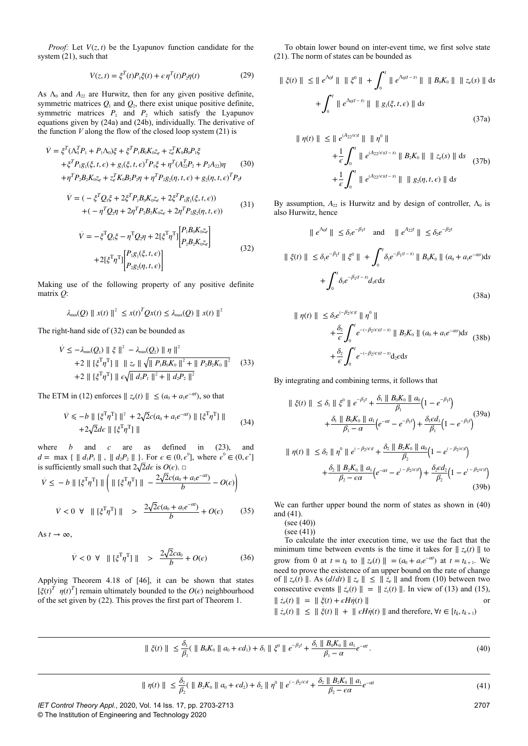*Proof:* Let $V(z,t)$ be the Lyapunov function candidate for the system (21), such that

$$V(z,t) = \xi^T(t)P_1\xi(t) + \epsilon\,\eta^T(t)P_2\eta(t) \tag{29}$$

As $\Lambda_0$ and $A_{22}$ are Hurwitz, then for any given positive definite, symmetric matrices $Q_1$ and $Q_2$, there exist unique positive definite, symmetric matrices $P_1$ and $P_2$ which satisfy the Lyapunov equations given by (24a) and (24b), individually. The derivative of the function $V$ along the flow of the closed loop system (21) is

$$\begin{aligned}\dot{V} &= \xi^T(\Lambda_0^TP_1 + P_1\Lambda_0)\xi + \xi^TP_1B_0K_0z_e + z_e^TK_0B_0P_1\xi \\ &+ \xi^TP_1g_1(\xi,t,\epsilon) + g_1(\xi,t,\epsilon)^TP_1\xi + \eta^T(A_{22}^TP_2 + P_2A_{22})\eta \\ &+ \eta^TP_2B_2K_0z_e + z_e^TK_0B_2P_2\eta + \eta^TP_2g_2(\eta,t,\epsilon) + g_2(\eta,t,\epsilon)^TP_2\eta\end{aligned} \tag{30}$$

$$\begin{aligned}\dot{V} &= (-\xi^TQ_1\xi + 2\xi^TP_1B_0K_0z_e + 2\xi^TP_1g_1(\xi,t,\epsilon)) \\ &+ (-\eta^TQ_2\eta + 2\eta^TP_2B_2K_0z_e + 2\eta^TP_2g_2(\eta,t,\epsilon))\end{aligned} \tag{31}$$

$$\begin{aligned}\dot{V} &= -\xi^TQ_1\xi - \eta^TQ_2\eta + 2[\xi^T\eta^T]\begin{bmatrix}P_1B_0K_0z_e \\ P_2B_2K_0z_e\end{bmatrix} \\ &+ 2[\xi^T\eta^T]\begin{bmatrix}P_1g_1(\xi,t,\epsilon) \\ P_2g_2(\eta,t,\epsilon)\end{bmatrix}\end{aligned} \tag{32}$$

Making use of the following property of any positive definite matrix $Q$:

$$\lambda_{\min}(Q)\parallel x(t)\parallel^2 \le x(t)^TQx(t) \le \lambda_{\max}(Q)\parallel x(t)\parallel^2$$

The right-hand side of (32) can be bounded as

$$\begin{aligned}\dot{V} &\le -\lambda_{\min}(Q_1)\parallel \xi\parallel^2 - \lambda_{\min}(Q_2)\parallel \eta\parallel^2 \\ &+ 2\parallel[\xi^T\eta^T]\parallel\;\parallel z_e\parallel\sqrt{\parallel P_1B_0K_0\parallel^2 + \parallel P_2B_2K_0\parallel^2} \\ &+ 2\parallel[\xi^T\eta^T]\parallel\,\epsilon\sqrt{\parallel d_1P_1\parallel^2 + \parallel d_2P_2\parallel^2}\end{aligned} \tag{33}$$

The ETM in (12) enforces $\parallel z_e(t)\parallel \le (a_0 + a_1e^{-\alpha t})$, so that

$$\begin{aligned}\dot{V} &\leqslant -b\parallel[\xi^T\eta^T]\parallel^2 + 2\sqrt{2}c(a_0 + a_1e^{-\alpha t})\parallel[\xi^T\eta^T]\parallel \\ &+ 2\sqrt{2}d\epsilon\parallel[\xi^T\eta^T]\parallel\end{aligned} \tag{34}$$

where $b$ and $c$ are as defined in (23), and $d = \max\{\parallel d_1P_1\parallel, \parallel d_2P_2\parallel\}$. For $\epsilon \in (0,\epsilon^0]$, where $\epsilon^0 \in (0,\epsilon^*]$ is sufficiently small such that $2\sqrt{2}d\epsilon$ is $O(\epsilon)$. □

$$\dot{V} \le -b\parallel[\xi^T\eta^T]\parallel\left(\parallel[\xi^T\eta^T]\parallel - \frac{2\sqrt{2}c(a_0 + a_1e^{-\alpha t})}{b} - O(\epsilon)\right)$$

$$\dot{V} < 0 \;\;\forall\;\; \parallel[\xi^T\eta^T]\parallel \;>\; \frac{2\sqrt{2}c(a_0 + a_1e^{-\alpha t})}{b} + O(\epsilon) \tag{35}$$

As $t \to \infty$,

$$\dot{V} < 0 \;\;\forall\;\; \parallel[\xi^T\eta^T]\parallel \;>\; \frac{2\sqrt{2}ca_0}{b} + O(\epsilon) \tag{36}$$

Applying Theorem 4.18 of [46], it can be shown that states $[\xi(t)^T\;\;\eta(t)^T]$ remain ultimately bounded to the $O(\epsilon)$ neighbourhood of the set given by (22). This proves the first part of Theorem 1.

To obtain lower bound on inter-event time, we first solve state (21). The norm of states can be bounded as

$$\begin{aligned}\parallel\xi(t)\parallel &\le \parallel e^{\Lambda_0t}\parallel\;\parallel\xi^0\parallel + \int_0^t\parallel e^{\Lambda_0(t-s)}\parallel\;\parallel B_0K_0\parallel\;\parallel z_e(s)\parallel\,\mathrm{d}s \\ &+ \int_0^t\parallel e^{\Lambda_0(t-s)}\parallel\;\parallel g_1(\xi,t,\epsilon)\parallel\,\mathrm{d}s\end{aligned} \tag{37a}$$

$$\begin{aligned}\parallel\eta(t)\parallel &\le \parallel e^{(A_{22}/\epsilon)t}\parallel\;\parallel\eta^0\parallel \\ &+ \frac{1}{\epsilon}\int_0^t\parallel e^{(A_{22}/\epsilon)(t-s)}\parallel\;\parallel B_2K_0\parallel\;\parallel z_e(s)\parallel\,\mathrm{d}s \\ &+ \frac{1}{\epsilon}\int_0^t\parallel e^{(A_{22}/\epsilon)(t-s)}\parallel\;\parallel g_2(\eta,t,\epsilon)\parallel\,\mathrm{d}s\end{aligned} \tag{37b}$$

By assumption, $A_{22}$ is Hurwitz and by design of controller, $\Lambda_0$ is also Hurwitz, hence

$$\parallel e^{\Lambda_0t}\parallel \le \delta_1e^{-\beta_1t} \quad\text{and}\quad \parallel e^{A_{22}t}\parallel \le \delta_2e^{-\beta_2t}$$

$$\begin{aligned}\parallel\xi(t)\parallel &\le \delta_1e^{-\beta_1t}\parallel\xi^0\parallel + \int_0^t\delta_1e^{-\beta_1(t-s)}\parallel B_0K_0\parallel(a_0 + a_1e^{-\alpha s})\mathrm{d}s \\ &+ \int_0^t\delta_1e^{-\beta_1(t-s)}d_1\epsilon\,\mathrm{d}s\end{aligned} \tag{38a}$$

$$\begin{aligned}\parallel\eta(t)\parallel &\le \delta_2e^{(-\beta_2/\epsilon)t}\parallel\eta^0\parallel \\ &+ \frac{\delta_2}{\epsilon}\int_0^te^{-(-\beta_2/\epsilon)(t-s)}\parallel B_2K_0\parallel(a_0 + a_1e^{-\alpha s})\mathrm{d}s \\ &+ \frac{\delta_2}{\epsilon}\int_0^te^{-(-\beta_2/\epsilon)(t-s)}\mathrm{d}_2\epsilon\,\mathrm{d}s\end{aligned} \tag{38b}$$

By integrating and combining terms, it follows that

$$\begin{aligned}\parallel\xi(t)\parallel &\le \delta_1\parallel\xi^0\parallel e^{-\beta_1t} + \frac{\delta_1\parallel B_0K_0\parallel a_0}{\beta_1}\left(1 - e^{-\beta_1t}\right) \\ &+ \frac{\delta_1\parallel B_0K_0\parallel a_1}{\beta_1 - \alpha}\left(e^{-\alpha t} - e^{-\beta_1t}\right) + \frac{\delta_1\epsilon d_1}{\beta_1}\left(1 - e^{-\beta_1t}\right)\end{aligned} \tag{39a}$$

$$\begin{aligned}\parallel\eta(t)\parallel &\le \delta_2\parallel\eta^0\parallel e^{(-\beta_2/\epsilon)t} + \frac{\delta_2\parallel B_2K_0\parallel a_0}{\beta_2}\left(1 - e^{(-\beta_2/\epsilon)t}\right) \\ &+ \frac{\delta_2\parallel B_2K_0\parallel a_1}{\beta_2 - \epsilon\alpha}\left(e^{-\alpha t} - e^{(-\beta_2/\epsilon)t}\right) + \frac{\delta_2\epsilon d_2}{\beta_2}\left(1 - e^{(-\beta_2/\epsilon)t}\right)\end{aligned} \tag{39b}$$

We can further upper bound the norm of states as shown in (40) and (41).

(see (40))

(see (41))

To calculate the inter execution time, we use the fact that the minimum time between events is the time it takes for $\parallel z_e(t)\parallel$ to grow from 0 at $t = t_k$ to $\parallel z_e(t)\parallel = (a_0 + a_1e^{-\alpha t})$ at $t = t_{k+1}$. We need to prove the existence of an upper bound on the rate of change of $\parallel z_e(t)\parallel$. As $(d/dt)\parallel z_e\parallel \le \parallel\dot{z}_e\parallel$ and from (10) between two consecutive events $\parallel\dot{z}_e(t)\parallel = \parallel\dot{z}_1(t)\parallel$. In view of (13) and (15), $\parallel\dot{z}_e(t)\parallel = \parallel\dot{\xi}(t) + \epsilon H\dot{\eta}(t)\parallel$ or $\parallel\dot{z}_e(t)\parallel \le \parallel\dot{\xi}(t)\parallel + \parallel\epsilon H\dot{\eta}(t)\parallel$ and therefore, $\forall t \in [t_k, t_{k+1})$

$$\parallel\xi(t)\parallel \le \frac{\delta_1}{\beta_1}(\parallel B_0K_0\parallel a_0 + \epsilon d_1) + \delta_1\parallel\xi^0\parallel e^{-\beta_1t} + \frac{\delta_1\parallel B_0K_0\parallel a_1}{\beta_1 - \alpha}e^{-\alpha t}. \tag{40}$$

$$\parallel\eta(t)\parallel \le \frac{\delta_2}{\beta_2}(\parallel B_2K_0\parallel a_0 + \epsilon d_2) + \delta_2\parallel\eta^0\parallel e^{(-\beta_2/\epsilon)t} + \frac{\delta_2\parallel B_2K_0\parallel a_1}{\beta_2 - \epsilon\alpha}e^{-\alpha t} \tag{41}$$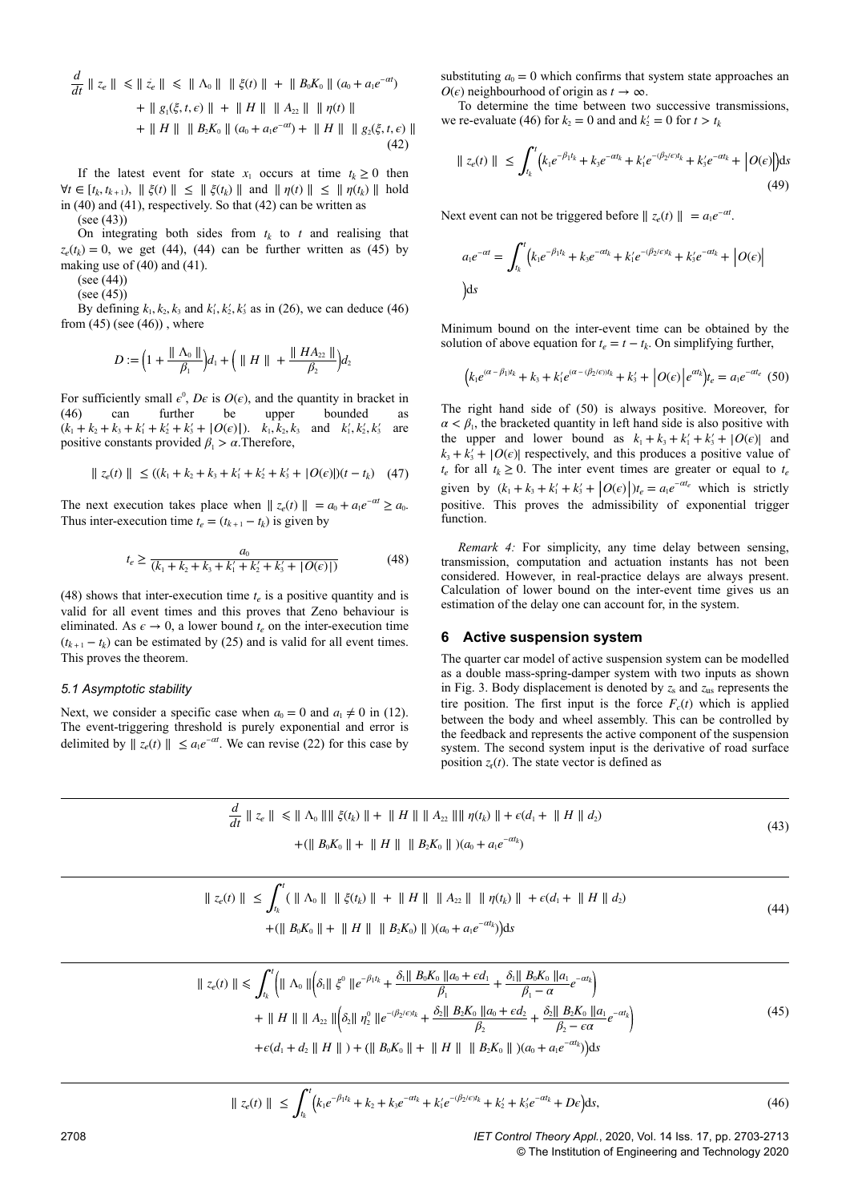$$\frac{d}{dt} \| z_e \| \leqslant \| \dot{z}_e \| \leqslant \| \Lambda_0 \| \| \xi(t) \| + \| B_0 K_0 \| (a_0 + a_1 e^{-\alpha t}) + \| g_1(\xi, t, \epsilon) \| + \| H \| \| A_{22} \| \| \eta(t) \| + \| H \| \| B_2 K_0 \| (a_0 + a_1 e^{-\alpha t}) + \| H \| \| g_2(\xi, t, \epsilon) \| \tag{42}$$

If the latest event for state $x_1$ occurs at time $t_k \geq 0$ then $\forall t \in [t_k, t_{k+1}),\ \| \xi(t) \| \leq \| \xi(t_k) \|$ and $\| \eta(t) \| \leq \| \eta(t_k) \|$ hold in (40) and (41), respectively. So that (42) can be written as

(see (43))

$$\frac{d}{dt} \| z_e \| \leqslant \| \Lambda_0 \| \| \xi(t_k) \| + \| H \| \| A_{22} \| \| \eta(t_k) \| + \epsilon(d_1 + \| H \| d_2) + (\| B_0 K_0 \| + \| H \| \| B_2 K_0 \|)(a_0 + a_1 e^{-\alpha t_k}) \tag{43}$$

On integrating both sides from $t_k$ to $t$ and realising that $z_e(t_k) = 0$, we get (44), (44) can be further written as (45) by making use of (40) and (41).

(see (44))

$$\| z_e(t) \| \leq \int_{t_k}^{t} \left( \| \Lambda_0 \| \| \xi(t_k) \| + \| H \| \| A_{22} \| \| \eta(t_k) \| + \epsilon(d_1 + \| H \| d_2) + (\| B_0 K_0 \| + \| H \| \| B_2 K_0) \| )(a_0 + a_1 e^{-\alpha t_k}) \right) \mathrm{d}s \tag{44}$$

(see (45))

$$\begin{aligned} \| z_e(t) \| \leqslant \int_{t_k}^{t} \Bigg( & \| \Lambda_0 \| \left( \delta_1 \| \xi^0 \| e^{-\beta_1 t_k} + \frac{\delta_1 \| B_0 K_0 \| a_0 + \epsilon d_1}{\beta_1} + \frac{\delta_1 \| B_0 K_0 \| a_1}{\beta_1 - \alpha} e^{-\alpha t_k} \right) \\ & + \| H \| \| A_{22} \| \left( \delta_2 \| \eta_2^0 \| e^{-(\beta_2/\epsilon) t_k} + \frac{\delta_2 \| B_2 K_0 \| a_0 + \epsilon d_2}{\beta_2} + \frac{\delta_2 \| B_2 K_0 \| a_1}{\beta_2 - \epsilon \alpha} e^{-\alpha t_k} \right) \\ & + \epsilon(d_1 + d_2 \| H \|) + (\| B_0 K_0 \| + \| H \| \| B_2 K_0 \|)(a_0 + a_1 e^{-\alpha t_k}) \Bigg) \mathrm{d}s \end{aligned} \tag{45}$$

By defining $k_1, k_2, k_3$ and $k_1', k_2', k_3'$ as in (26), we can deduce (46) from (45) (see (46)), where

$$\| z_e(t) \| \leq \int_{t_k}^{t} \left( k_1 e^{-\beta_1 t_k} + k_2 + k_3 e^{-\alpha t_k} + k_1' e^{-(\beta_2/\epsilon) t_k} + k_2' + k_3' e^{-\alpha t_k} + D\epsilon \right) \mathrm{d}s, \tag{46}$$

$$D := \left(1 + \frac{\| \Lambda_0 \|}{\beta_1}\right) d_1 + \left( \| H \| + \frac{\| H A_{22} \|}{\beta_2} \right) d_2$$

For sufficiently small $\epsilon^0$, $D\epsilon$ is $O(\epsilon)$, and the quantity in bracket in (46) can further be upper bounded as $(k_1 + k_2 + k_3 + k_1' + k_2' + k_3' + |O(\epsilon)|)$. $k_1, k_2, k_3$ and $k_1', k_2', k_3'$ are positive constants provided $\beta_1 > \alpha$. Therefore,

$$\| z_e(t) \| \leq ((k_1 + k_2 + k_3 + k_1' + k_2' + k_3' + |O(\epsilon)|)(t - t_k) \tag{47}$$

The next execution takes place when $\| z_e(t) \| = a_0 + a_1 e^{-\alpha t} \geq a_0$. Thus inter-execution time $t_e = (t_{k+1} - t_k)$ is given by

$$t_e \geq \frac{a_0}{(k_1 + k_2 + k_3 + k_1' + k_2' + k_3' + |O(\epsilon)|)} \tag{48}$$

(48) shows that inter-execution time $t_e$ is a positive quantity and is valid for all event times and this proves that Zeno behaviour is eliminated. As $\epsilon \to 0$, a lower bound $t_e$ on the inter-execution time $(t_{k+1} - t_k)$ can be estimated by (25) and is valid for all event times. This proves the theorem.

### 5.1 Asymptotic stability

Next, we consider a specific case when $a_0 = 0$ and $a_1 \neq 0$ in (12). The event-triggering threshold is purely exponential and error is delimited by $\| z_e(t) \| \leq a_1 e^{-\alpha t}$. We can revise (22) for this case by substituting $a_0 = 0$ which confirms that system state approaches an $O(\epsilon)$ neighbourhood of origin as $t \to \infty$.

To determine the time between two successive transmissions, we re-evaluate (46) for $k_2 = 0$ and and $k_2' = 0$ for $t > t_k$

$$\| z_e(t) \| \leq \int_{t_k}^{t} \left( k_1 e^{-\beta_1 t_k} + k_3 e^{-\alpha t_k} + k_1' e^{-(\beta_2/\epsilon) t_k} + k_3' e^{-\alpha t_k} + \left| O(\epsilon) \right| \right) \mathrm{d}s \tag{49}$$

Next event can not be triggered before $\| z_e(t) \| = a_1 e^{-\alpha t}$.

$$a_1 e^{-\alpha t} = \int_{t_k}^{t} \left( k_1 e^{-\beta_1 t_k} + k_3 e^{-\alpha t_k} + k_1' e^{-(\beta_2/\epsilon) t_k} + k_3' e^{-\alpha t_k} + \left| O(\epsilon) \right| \right) \mathrm{d}s$$

Minimum bound on the inter-event time can be obtained by the solution of above equation for $t_e = t - t_k$. On simplifying further,

$$\left( k_1 e^{(\alpha - \beta_1) t_k} + k_3 + k_1' e^{(\alpha - (\beta_2/\epsilon)) t_k} + k_3' + \left| O(\epsilon) \right| e^{\alpha t_k} \right) t_e = a_1 e^{-\alpha t_e} \tag{50}$$

The right hand side of (50) is always positive. Moreover, for $\alpha < \beta_1$, the bracketed quantity in left hand side is also positive with the upper and lower bound as $k_1 + k_3 + k_1' + k_3' + |O(\epsilon)|$ and $k_3 + k_3' + |O(\epsilon)|$ respectively, and this produces a positive value of $t_e$ for all $t_k \geq 0$. The inter event times are greater or equal to $t_e$ given by $(k_1 + k_3 + k_1' + k_3' + \left| O(\epsilon) \right|) t_e = a_1 e^{-\alpha t_e}$ which is strictly positive. This proves the admissibility of exponential trigger function.

*Remark 4:* For simplicity, any time delay between sensing, transmission, computation and actuation instants has not been considered. However, in real-practice delays are always present. Calculation of lower bound on the inter-event time gives us an estimation of the delay one can account for, in the system.

## 6 Active suspension system

The quarter car model of active suspension system can be modelled as a double mass-spring-damper system with two inputs as shown in Fig. 3. Body displacement is denoted by $z_s$ and $z_{us}$ represents the tire position. The first input is the force $F_c(t)$ which is applied between the body and wheel assembly. This can be controlled by the feedback and represents the active component of the suspension system. The second system input is the derivative of road surface position $z_r(t)$. The state vector is defined as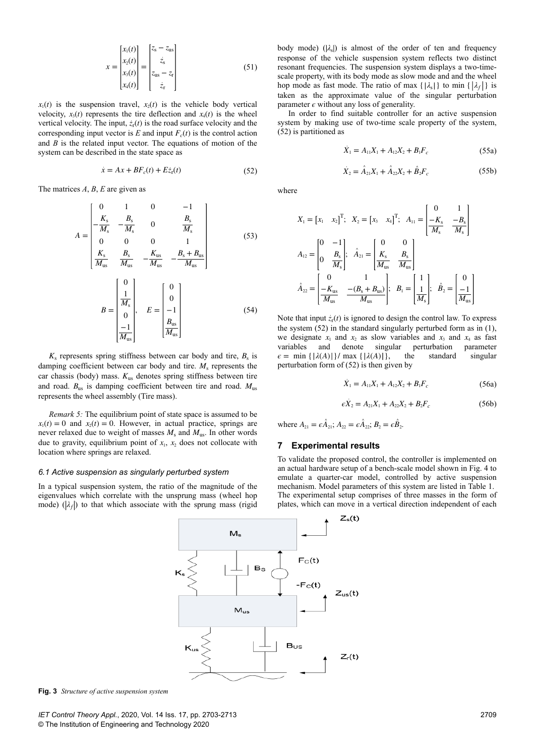$$
x = \begin{bmatrix} x_1(t) \\ x_2(t) \\ x_3(t) \\ x_4(t) \end{bmatrix} = \begin{bmatrix} z_s - z_{us} \\ \dot{z}_s \\ z_{us} - z_r \\ \dot{z}_r \end{bmatrix} \tag{51}
$$

$x_1(t)$ is the suspension travel, $x_2(t)$ is the vehicle body vertical velocity, $x_3(t)$ represents the tire deflection and $x_4(t)$ is the wheel vertical velocity. The input, $\dot{z}_r(t)$ is the road surface velocity and the corresponding input vector is $E$ and input $F_c(t)$ is the control action and $B$ is the related input vector. The equations of motion of the system can be described in the state space as

$$
\dot{x} = Ax + BF_c(t) + E\dot{z}_r(t) \tag{52}
$$

The matrices $A$, $B$, $E$ are given as

$$
A = \begin{bmatrix} 0 & 1 & 0 & -1 \\ -\dfrac{K_s}{M_s} & -\dfrac{B_s}{M_s} & 0 & \dfrac{B_s}{M_s} \\ 0 & 0 & 0 & 1 \\ \dfrac{K_s}{M_{us}} & \dfrac{B_s}{M_{us}} & -\dfrac{K_{us}}{M_{us}} & -\dfrac{B_s + B_{us}}{M_{us}} \end{bmatrix} \tag{53}
$$

$$
B = \begin{bmatrix} 0 \\ \dfrac{1}{M_s} \\ 0 \\ \dfrac{-1}{M_{us}} \end{bmatrix}, \quad E = \begin{bmatrix} 0 \\ 0 \\ -1 \\ \dfrac{B_{us}}{M_{us}} \end{bmatrix} \tag{54}
$$

$K_s$ represents spring stiffness between car body and tire, $B_s$ is damping coefficient between car body and tire. $M_s$ represents the car chassis (body) mass. $K_{us}$ denotes spring stiffness between tire and road. $B_{us}$ is damping coefficient between tire and road. $M_{us}$ represents the wheel assembly (Tire mass).

*Remark 5:* The equilibrium point of state space is assumed to be $x_1(t) = 0$ and $x_2(t) = 0$. However, in actual practice, springs are never relaxed due to weight of masses $M_s$ and $M_{us}$. In other words due to gravity, equilibrium point of $x_1$, $x_2$ does not collocate with location where springs are relaxed.

### *6.1 Active suspension as singularly perturbed system*

In a typical suspension system, the ratio of the magnitude of the eigenvalues which correlate with the unsprung mass (wheel hop mode) ($|\lambda_f|$) to that which associate with the sprung mass (rigid body mode) ($|\lambda_s|$) is almost of the order of ten and frequency response of the vehicle suspension system reflects two distinct resonant frequencies. The suspension system displays a two-time-scale property, with its body mode as slow mode and and the wheel hop mode as fast mode. The ratio of max $\{|\lambda_s|\}$ to min $\{|\lambda_f|\}$ is taken as the approximate value of the singular perturbation parameter $\epsilon$ without any loss of generality.

In order to find suitable controller for an active suspension system by making use of two-time scale property of the system, (52) is partitioned as

$$
\dot{X}_1 = A_{11}X_1 + A_{12}X_2 + B_1F_c \tag{55a}
$$

$$
\dot{X}_2 = \hat{A}_{21}X_1 + \hat{A}_{22}X_2 + \hat{B}_2F_c \tag{55b}
$$

where

$$
X_1 = \begin{bmatrix} x_1 & x_2 \end{bmatrix}^T; \; X_2 = \begin{bmatrix} x_3 & x_4 \end{bmatrix}^T; \; A_{11} = \begin{bmatrix} 0 & 1 \\ -\dfrac{K_s}{M_s} & -\dfrac{B_s}{M_s} \end{bmatrix}
$$

$$
A_{12} = \begin{bmatrix} 0 & -1 \\ 0 & \dfrac{B_s}{M_s} \end{bmatrix}; \; \hat{A}_{21} = \begin{bmatrix} 0 & 0 \\ \dfrac{K_s}{M_{us}} & \dfrac{B_s}{M_{us}} \end{bmatrix}
$$

$$
\hat{A}_{22} = \begin{bmatrix} 0 & 1 \\ -\dfrac{K_{us}}{M_{us}} & \dfrac{-(B_s + B_{us})}{M_{us}} \end{bmatrix}; \; B_1 = \begin{bmatrix} 1 \\ \dfrac{1}{M_s} \end{bmatrix}; \; \hat{B}_2 = \begin{bmatrix} 0 \\ \dfrac{-1}{M_{us}} \end{bmatrix}
$$

Note that input $\dot{z}_r(t)$ is ignored to design the control law. To express the system (52) in the standard singularly perturbed form as in (1), we designate $x_1$ and $x_2$ as slow variables and $x_3$ and $x_4$ as fast variables and denote singular perturbation parameter $\epsilon = \min\{|\lambda(A)|\} / \max\{|\lambda(A)|\}$, the standard singular perturbation form of (52) is then given by

$$
\dot{X}_1 = A_{11}X_1 + A_{12}X_2 + B_1F_c \tag{56a}
$$

$$
\epsilon\dot{X}_2 = A_{21}X_1 + A_{22}X_2 + B_2F_c \tag{56b}
$$

where $A_{21} = \epsilon\hat{A}_{21}$; $A_{22} = \epsilon\hat{A}_{22}$; $B_2 = \epsilon\hat{B}_2$.

## 7 Experimental results

To validate the proposed control, the controller is implemented on an actual hardware setup of a bench-scale model shown in Fig. 4 to emulate a quarter-car model, controlled by active suspension mechanism. Model parameters of this system are listed in Table 1. The experimental setup comprises of three masses in the form of plates, which can move in a vertical direction independent of each

**Fig. 3** *Structure of active suspension system*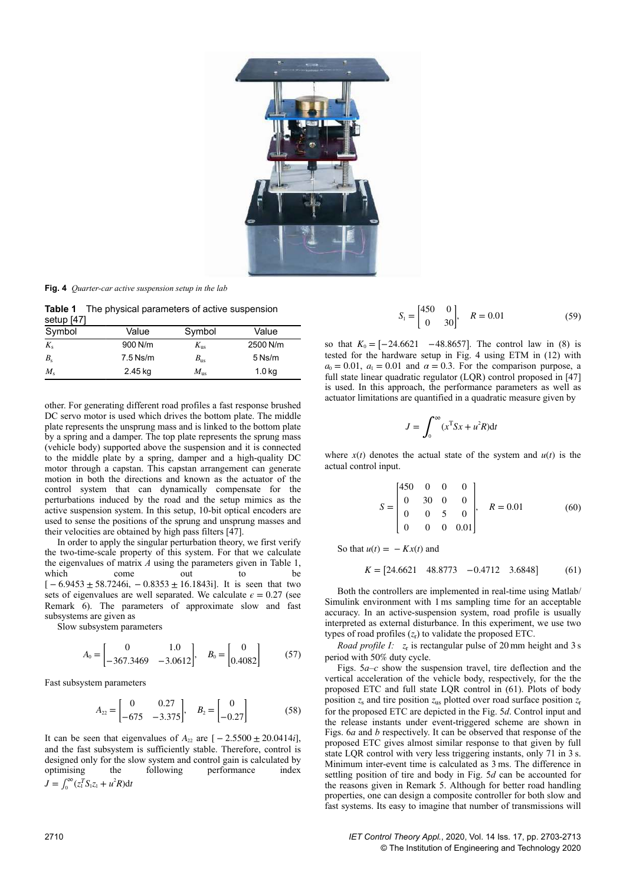**Fig. 4** *Quarter-car active suspension setup in the lab*

**Table 1** The physical parameters of active suspension setup [47]

| Symbol | Value | Symbol | Value |
|---|---|---|---|
| $K_s$ | 900 N/m | $K_{us}$ | 2500 N/m |
| $B_s$ | 7.5 Ns/m | $B_{us}$ | 5 Ns/m |
| $M_s$ | 2.45 kg | $M_{us}$ | 1.0 kg |

other. For generating different road profiles a fast response brushed DC servo motor is used which drives the bottom plate. The middle plate represents the unsprung mass and is linked to the bottom plate by a spring and a damper. The top plate represents the sprung mass (vehicle body) supported above the suspension and it is connected to the middle plate by a spring, damper and a high-quality DC motor through a capstan. This capstan arrangement can generate motion in both the directions and known as the actuator of the control system that can dynamically compensate for the perturbations induced by the road and the setup mimics as the active suspension system. In this setup, 10-bit optical encoders are used to sense the positions of the sprung and unsprung masses and their velocities are obtained by high pass filters [47].

In order to apply the singular perturbation theory, we first verify the two-time-scale property of this system. For that we calculate the eigenvalues of matrix $A$ using the parameters given in Table 1, which come out to be $[-6.9453 \pm 58.7246\mathrm{i}, -0.8353 \pm 16.1843\mathrm{i}]$. It is seen that two sets of eigenvalues are well separated. We calculate $\epsilon = 0.27$ (see Remark 6). The parameters of approximate slow and fast subsystems are given as

Slow subsystem parameters

$$A_0 = \begin{bmatrix} 0 & 1.0 \\ -367.3469 & -3.0612 \end{bmatrix}, \quad B_0 = \begin{bmatrix} 0 \\ 0.4082 \end{bmatrix} \tag{57}$$

Fast subsystem parameters

$$A_{22} = \begin{bmatrix} 0 & 0.27 \\ -675 & -3.375 \end{bmatrix}, \quad B_2 = \begin{bmatrix} 0 \\ -0.27 \end{bmatrix} \tag{58}$$

It can be seen that eigenvalues of $A_{22}$ are $[-2.5500 \pm 20.0414i]$, and the fast subsystem is sufficiently stable. Therefore, control is designed only for the slow system and control gain is calculated by optimising the following performance index $J = \int_0^\infty (z_1^T S_1 z_1 + u^2 R)\mathrm{d}t$

$$S_1 = \begin{bmatrix} 450 & 0 \\ 0 & 30 \end{bmatrix}, \quad R = 0.01 \tag{59}$$

so that $K_0 = [-24.6621 \quad -48.8657]$. The control law in (8) is tested for the hardware setup in Fig. 4 using ETM in (12) with $a_0 = 0.01$, $a_1 = 0.01$ and $\alpha = 0.3$. For the comparison purpose, a full state linear quadratic regulator (LQR) control proposed in [47] is used. In this approach, the performance parameters as well as actuator limitations are quantified in a quadratic measure given by

$$J = \int_0^\infty (x^T S x + u^2 R)\mathrm{d}t$$

where $x(t)$ denotes the actual state of the system and $u(t)$ is the actual control input.

$$S = \begin{bmatrix} 450 & 0 & 0 & 0 \\ 0 & 30 & 0 & 0 \\ 0 & 0 & 5 & 0 \\ 0 & 0 & 0 & 0.01 \end{bmatrix}, \quad R = 0.01 \tag{60}$$

So that $u(t) = -Kx(t)$ and

$$K = [24.6621 \quad 48.8773 \quad -0.4712 \quad 3.6848] \tag{61}$$

Both the controllers are implemented in real-time using Matlab/Simulink environment with 1 ms sampling time for an acceptable accuracy. In an active-suspension system, road profile is usually interpreted as external disturbance. In this experiment, we use two types of road profiles ($z_r$) to validate the proposed ETC.

*Road profile I:* $z_r$ is rectangular pulse of 20 mm height and 3 s period with 50% duty cycle.

Figs. 5*a–c* show the suspension travel, tire deflection and the vertical acceleration of the vehicle body, respectively, for the the proposed ETC and full state LQR control in (61). Plots of body position $z_s$ and tire position $z_{us}$ plotted over road surface position $z_r$ for the proposed ETC are depicted in the Fig. 5*d*. Control input and the release instants under event-triggered scheme are shown in Figs. 6*a* and *b* respectively. It can be observed that response of the proposed ETC gives almost similar response to that given by full state LQR control with very less triggering instants, only 71 in 3 s. Minimum inter-event time is calculated as 3 ms. The difference in settling position of tire and body in Fig. 5*d* can be accounted for the reasons given in Remark 5. Although for better road handling properties, one can design a composite controller for both slow and fast systems. Its easy to imagine that number of transmissions will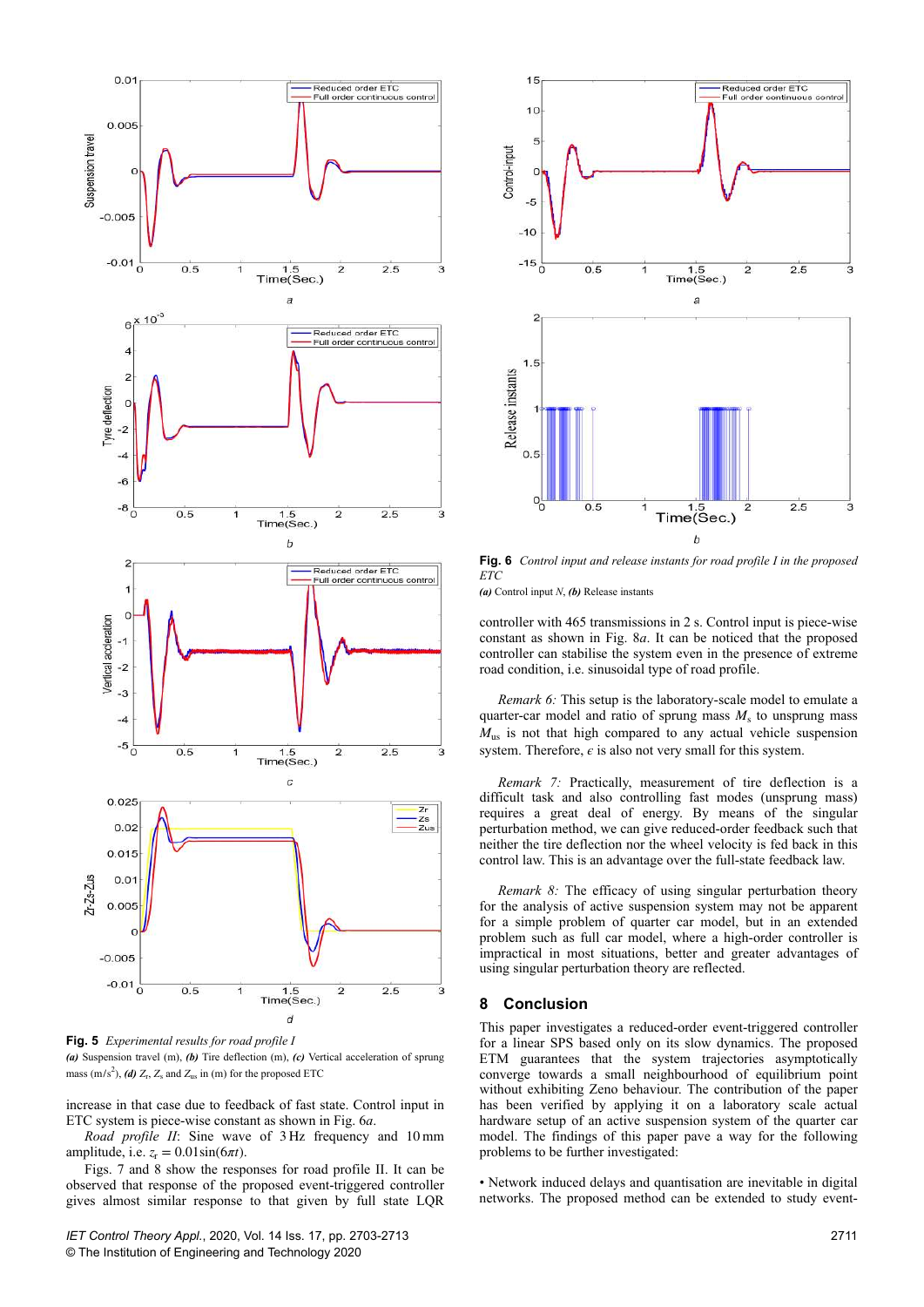**Fig. 5** *Experimental results for road profile I*
***(a)*** Suspension travel (m), ***(b)*** Tire deflection (m), ***(c)*** Vertical acceleration of sprung mass (m/s$^2$), ***(d)*** $Z_r$, $Z_s$ and $Z_{us}$ in (m) for the proposed ETC

increase in that case due to feedback of fast state. Control input in ETC system is piece-wise constant as shown in Fig. 6*a*.

*Road profile II*: Sine wave of 3 Hz frequency and 10 mm amplitude, i.e. $z_r = 0.01\sin(6\pi t)$.

Figs. 7 and 8 show the responses for road profile II. It can be observed that response of the proposed event-triggered controller gives almost similar response to that given by full state LQR controller with 465 transmissions in 2 s. Control input is piece-wise constant as shown in Fig. 8*a*. It can be noticed that the proposed controller can stabilise the system even in the presence of extreme road condition, i.e. sinusoidal type of road profile.

**Fig. 6** *Control input and release instants for road profile I in the proposed ETC*
***(a)*** Control input $N$, ***(b)*** Release instants

*Remark 6:* This setup is the laboratory-scale model to emulate a quarter-car model and ratio of sprung mass $M_s$ to unsprung mass $M_{us}$ is not that high compared to any actual vehicle suspension system. Therefore, $\epsilon$ is also not very small for this system.

*Remark 7:* Practically, measurement of tire deflection is a difficult task and also controlling fast modes (unsprung mass) requires a great deal of energy. By means of the singular perturbation method, we can give reduced-order feedback such that neither the tire deflection nor the wheel velocity is fed back in this control law. This is an advantage over the full-state feedback law.

*Remark 8:* The efficacy of using singular perturbation theory for the analysis of active suspension system may not be apparent for a simple problem of quarter car model, but in an extended problem such as full car model, where a high-order controller is impractical in most situations, better and greater advantages of using singular perturbation theory are reflected.

## 8 Conclusion

This paper investigates a reduced-order event-triggered controller for a linear SPS based only on its slow dynamics. The proposed ETM guarantees that the system trajectories asymptotically converge towards a small neighbourhood of equilibrium point without exhibiting Zeno behaviour. The contribution of the paper has been verified by applying it on a laboratory scale actual hardware setup of an active suspension system of the quarter car model. The findings of this paper pave a way for the following problems to be further investigated:

- Network induced delays and quantisation are inevitable in digital networks. The proposed method can be extended to study event-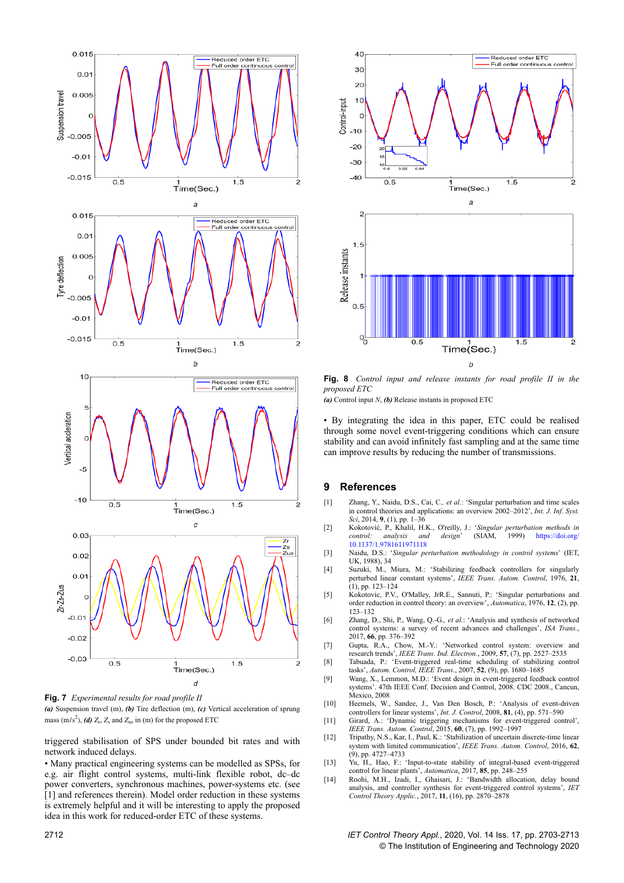**Fig. 7** *Experimental results for road profile II*
***(a)*** Suspension travel (m), ***(b)*** Tire deflection (m), ***(c)*** Vertical acceleration of sprung mass (m/s$^2$), ***(d)*** $Z_r$, $Z_s$ and $Z_{us}$ in (m) for the proposed ETC

**Fig. 8** *Control input and release instants for road profile II in the proposed ETC*
***(a)*** Control input *N*, ***(b)*** Release instants in proposed ETC

triggered stabilisation of SPS under bounded bit rates and with network induced delays.

- Many practical engineering systems can be modelled as SPSs, for e.g. air flight control systems, multi-link flexible robot, dc–dc power converters, synchronous machines, power-systems etc. (see [1] and references therein). Model order reduction in these systems is extremely helpful and it will be interesting to apply the proposed idea in this work for reduced-order ETC of these systems.
- By integrating the idea in this paper, ETC could be realised through some novel event-triggering conditions which can ensure stability and can avoid infinitely fast sampling and at the same time can improve results by reducing the number of transmissions.

## 9 References

[1] Zhang, Y., Naidu, D.S., Cai, C., *et al.*: 'Singular perturbation and time scales in control theories and applications: an overview 2002–2012', *Int. J. Inf. Syst. Sci*, 2014, **9**, (1), pp. 1–36

[2] Kokotović, P., Khalil, H.K., O'reilly, J.: '*Singular perturbation methods in control: analysis and design*' (SIAM, 1999) https://doi.org/10.1137/1.9781611971118

[3] Naidu, D.S.: '*Singular perturbation methodology in control systems*' (IET, UK, 1988), 34

[4] Suzuki, M., Miura, M.: 'Stabilizing feedback controllers for singularly perturbed linear constant systems', *IEEE Trans. Autom. Control*, 1976, **21**, (1), pp. 123–124

[5] Kokotovic, P.V., O'Malley, JrR.E., Sannuti, P.: 'Singular perturbations and order reduction in control theory: an overview', *Automatica*, 1976, **12**, (2), pp. 123–132

[6] Zhang, D., Shi, P., Wang, Q.-G., *et al.*: 'Analysis and synthesis of networked control systems: a survey of recent advances and challenges', *ISA Trans.*, 2017, **66**, pp. 376–392

[7] Gupta, R.A., Chow, M.-Y.: 'Networked control system: overview and research trends', *IEEE Trans. Ind. Electron.*, 2009, **57**, (7), pp. 2527–2535

[8] Tabuada, P.: 'Event-triggered real-time scheduling of stabilizing control tasks', *Autom. Control, IEEE Trans.*, 2007, **52**, (9), pp. 1680–1685

[9] Wang, X., Lemmon, M.D.: 'Event design in event-triggered feedback control systems'. 47th IEEE Conf. Decision and Control, 2008. CDC 2008., Cancun, Mexico, 2008

[10] Heemels, W., Sandee, J., Van Den Bosch, P.: 'Analysis of event-driven controllers for linear systems', *Int. J. Control*, 2008, **81**, (4), pp. 571–590

[11] Girard, A.: 'Dynamic triggering mechanisms for event-triggered control', *IEEE Trans. Autom. Control*, 2015, **60**, (7), pp. 1992–1997

[12] Tripathy, N.S., Kar, I., Paul, K.: 'Stabilization of uncertain discrete-time linear system with limited communication', *IEEE Trans. Autom. Control*, 2016, **62**, (9), pp. 4727–4733

[13] Yu, H., Hao, F.: 'Input-to-state stability of integral-based event-triggered control for linear plants', *Automatica*, 2017, **85**, pp. 248–255

[14] Roohi, M.H., Izadi, I., Ghaisari, J.: 'Bandwidth allocation, delay bound analysis, and controller synthesis for event-triggered control systems', *IET Control Theory Applic.*, 2017, **11**, (16), pp. 2870–2878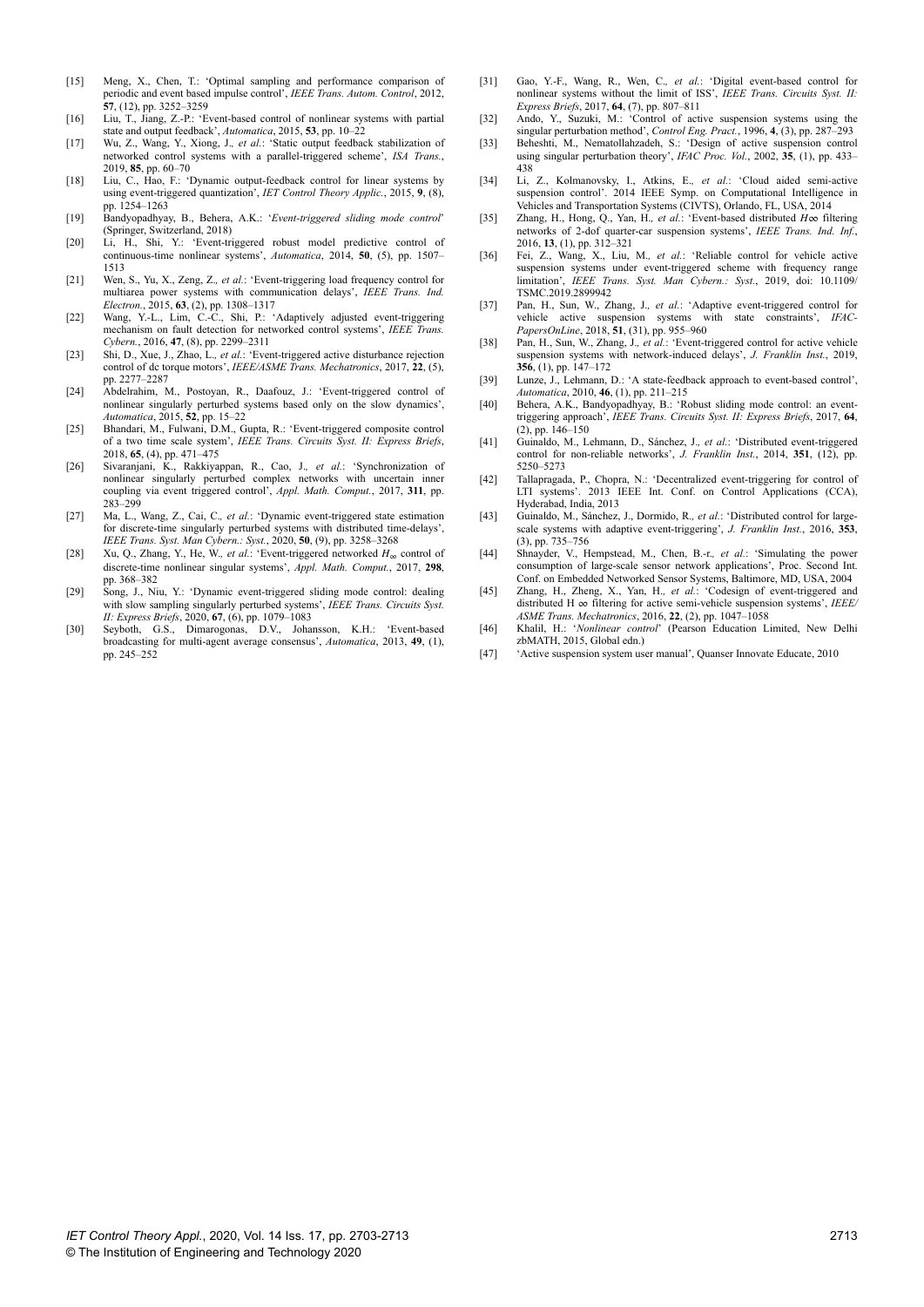[15] Meng, X., Chen, T.: 'Optimal sampling and performance comparison of periodic and event based impulse control', *IEEE Trans. Autom. Control*, 2012, **57**, (12), pp. 3252–3259

[16] Liu, T., Jiang, Z.-P.: 'Event-based control of nonlinear systems with partial state and output feedback', *Automatica*, 2015, **53**, pp. 10–22

[17] Wu, Z., Wang, Y., Xiong, J., *et al.*: 'Static output feedback stabilization of networked control systems with a parallel-triggered scheme', *ISA Trans.*, 2019, **85**, pp. 60–70

[18] Liu, C., Hao, F.: 'Dynamic output-feedback control for linear systems by using event-triggered quantization', *IET Control Theory Applic.*, 2015, **9**, (8), pp. 1254–1263

[19] Bandyopadhyay, B., Behera, A.K.: '*Event-triggered sliding mode control*' (Springer, Switzerland, 2018)

[20] Li, H., Shi, Y.: 'Event-triggered robust model predictive control of continuous-time nonlinear systems', *Automatica*, 2014, **50**, (5), pp. 1507–1513

[21] Wen, S., Yu, X., Zeng, Z., *et al.*: 'Event-triggering load frequency control for multiarea power systems with communication delays', *IEEE Trans. Ind. Electron.*, 2015, **63**, (2), pp. 1308–1317

[22] Wang, Y.-L., Lim, C.-C., Shi, P.: 'Adaptively adjusted event-triggering mechanism on fault detection for networked control systems', *IEEE Trans. Cybern.*, 2016, **47**, (8), pp. 2299–2311

[23] Shi, D., Xue, J., Zhao, L., *et al.*: 'Event-triggered active disturbance rejection control of dc torque motors', *IEEE/ASME Trans. Mechatronics*, 2017, **22**, (5), pp. 2277–2287

[24] Abdelrahim, M., Postoyan, R., Daafouz, J.: 'Event-triggered control of nonlinear singularly perturbed systems based only on the slow dynamics', *Automatica*, 2015, **52**, pp. 15–22

[25] Bhandari, M., Fulwani, D.M., Gupta, R.: 'Event-triggered composite control of a two time scale system', *IEEE Trans. Circuits Syst. II: Express Briefs*, 2018, **65**, (4), pp. 471–475

[26] Sivaranjani, K., Rakkiyappan, R., Cao, J., *et al.*: 'Synchronization of nonlinear singularly perturbed complex networks with uncertain inner coupling via event triggered control', *Appl. Math. Comput.*, 2017, **311**, pp. 283–299

[27] Ma, L., Wang, Z., Cai, C., *et al.*: 'Dynamic event-triggered state estimation for discrete-time singularly perturbed systems with distributed time-delays', *IEEE Trans. Syst. Man Cybern.: Syst.*, 2020, **50**, (9), pp. 3258–3268

[28] Xu, Q., Zhang, Y., He, W., *et al.*: 'Event-triggered networked $H_\infty$ control of discrete-time nonlinear singular systems', *Appl. Math. Comput.*, 2017, **298**, pp. 368–382

[29] Song, J., Niu, Y.: 'Dynamic event-triggered sliding mode control: dealing with slow sampling singularly perturbed systems', *IEEE Trans. Circuits Syst. II: Express Briefs*, 2020, **67**, (6), pp. 1079–1083

[30] Seyboth, G.S., Dimarogonas, D.V., Johansson, K.H.: 'Event-based broadcasting for multi-agent average consensus', *Automatica*, 2013, **49**, (1), pp. 245–252

[31] Gao, Y.-F., Wang, R., Wen, C., *et al.*: 'Digital event-based control for nonlinear systems without the limit of ISS', *IEEE Trans. Circuits Syst. II: Express Briefs*, 2017, **64**, (7), pp. 807–811

[32] Ando, Y., Suzuki, M.: 'Control of active suspension systems using the singular perturbation method', *Control Eng. Pract.*, 1996, **4**, (3), pp. 287–293

[33] Beheshti, M., Nematollahzadeh, S.: 'Design of active suspension control using singular perturbation theory', *IFAC Proc. Vol.*, 2002, **35**, (1), pp. 433–438

[34] Li, Z., Kolmanovsky, I., Atkins, E., *et al.*: 'Cloud aided semi-active suspension control'. 2014 IEEE Symp. on Computational Intelligence in Vehicles and Transportation Systems (CIVTS), Orlando, FL, USA, 2014

[35] Zhang, H., Hong, Q., Yan, H., *et al.*: 'Event-based distributed $H\infty$ filtering networks of 2-dof quarter-car suspension systems', *IEEE Trans. Ind. Inf.*, 2016, **13**, (1), pp. 312–321

[36] Fei, Z., Wang, X., Liu, M., *et al.*: 'Reliable control for vehicle active suspension systems under event-triggered scheme with frequency range limitation', *IEEE Trans. Syst. Man Cybern.: Syst.*, 2019, doi: 10.1109/TSMC.2019.2899942

[37] Pan, H., Sun, W., Zhang, J., *et al.*: 'Adaptive event-triggered control for vehicle active suspension systems with state constraints', *IFAC-PapersOnLine*, 2018, **51**, (31), pp. 955–960

[38] Pan, H., Sun, W., Zhang, J., *et al.*: 'Event-triggered control for active vehicle suspension systems with network-induced delays', *J. Franklin Inst.*, 2019, **356**, (1), pp. 147–172

[39] Lunze, J., Lehmann, D.: 'A state-feedback approach to event-based control', *Automatica*, 2010, **46**, (1), pp. 211–215

[40] Behera, A.K., Bandyopadhyay, B.: 'Robust sliding mode control: an event-triggering approach', *IEEE Trans. Circuits Syst. II: Express Briefs*, 2017, **64**, (2), pp. 146–150

[41] Guinaldo, M., Lehmann, D., Sánchez, J., *et al.*: 'Distributed event-triggered control for non-reliable networks', *J. Franklin Inst.*, 2014, **351**, (12), pp. 5250–5273

[42] Tallapragada, P., Chopra, N.: 'Decentralized event-triggering for control of LTI systems'. 2013 IEEE Int. Conf. on Control Applications (CCA), Hyderabad, India, 2013

[43] Guinaldo, M., Sánchez, J., Dormido, R., *et al.*: 'Distributed control for large-scale systems with adaptive event-triggering', *J. Franklin Inst.*, 2016, **353**, (3), pp. 735–756

[44] Shnayder, V., Hempstead, M., Chen, B.-r., *et al.*: 'Simulating the power consumption of large-scale sensor network applications', Proc. Second Int. Conf. on Embedded Networked Sensor Systems, Baltimore, MD, USA, 2004

[45] Zhang, H., Zheng, X., Yan, H., *et al.*: 'Codesign of event-triggered and distributed H ∞ filtering for active semi-vehicle suspension systems', *IEEE/ASME Trans. Mechatronics*, 2016, **22**, (2), pp. 1047–1058

[46] Khalil, H.: '*Nonlinear control*' (Pearson Education Limited, New Delhi zbMATH, 2015, Global edn.)

[47] 'Active suspension system user manual', Quanser Innovate Educate, 2010